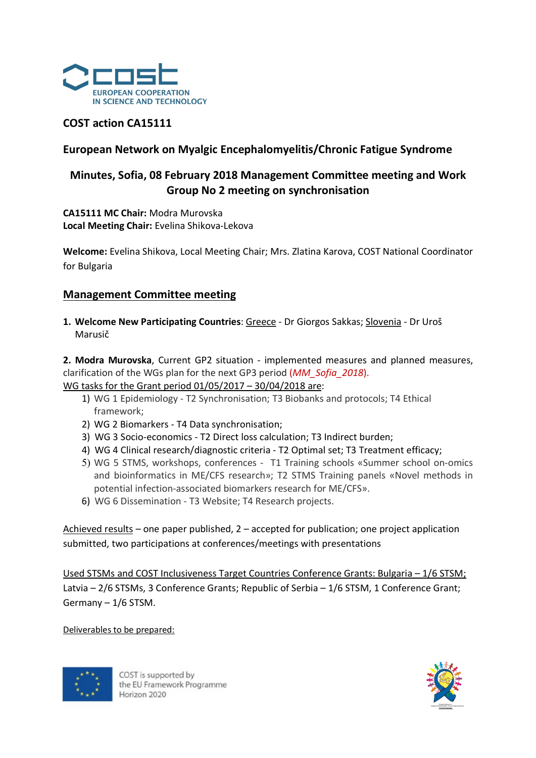**COST action CA15111**

## European Network on Myalgic Encephalomyelitis/Chronic Fatigue Syndrome

## Minutes, Sofia, 08 February 2018 Management Committee meeting and Work Group No 2 meeting on synchronisation

**CA15111 MC Chair:** Modra Murovska
**Local Meeting Chair:** Evelina Shikova-Lekova

**Welcome:** Evelina Shikova, Local Meeting Chair; Mrs. Zlatina Karova, COST National Coordinator for Bulgaria

## Management Committee meeting

1. **Welcome New Participating Countries**: Greece - Dr Giorgos Sakkas; Slovenia - Dr Uroš Marusič

**2. Modra Murovska**, Current GP2 situation - implemented measures and planned measures, clarification of the WGs plan for the next GP3 period (*MM_Sofia_2018*).

WG tasks for the Grant period 01/05/2017 – 30/04/2018 are:

1) WG 1 Epidemiology - T2 Synchronisation; T3 Biobanks and protocols; T4 Ethical framework;
2) WG 2 Biomarkers - T4 Data synchronisation;
3) WG 3 Socio-economics - T2 Direct loss calculation; T3 Indirect burden;
4) WG 4 Clinical research/diagnostic criteria - T2 Optimal set; T3 Treatment efficacy;
5) WG 5 STMS, workshops, conferences - T1 Training schools «Summer school on-omics and bioinformatics in ME/CFS research»; T2 STMS Training panels «Novel methods in potential infection-associated biomarkers research for ME/CFS».
6) WG 6 Dissemination - T3 Website; T4 Research projects.

Achieved results – one paper published, 2 – accepted for publication; one project application submitted, two participations at conferences/meetings with presentations

Used STSMs and COST Inclusiveness Target Countries Conference Grants: Bulgaria – 1/6 STSM; Latvia – 2/6 STSMs, 3 Conference Grants; Republic of Serbia – 1/6 STSM, 1 Conference Grant; Germany – 1/6 STSM.

Deliverables to be prepared: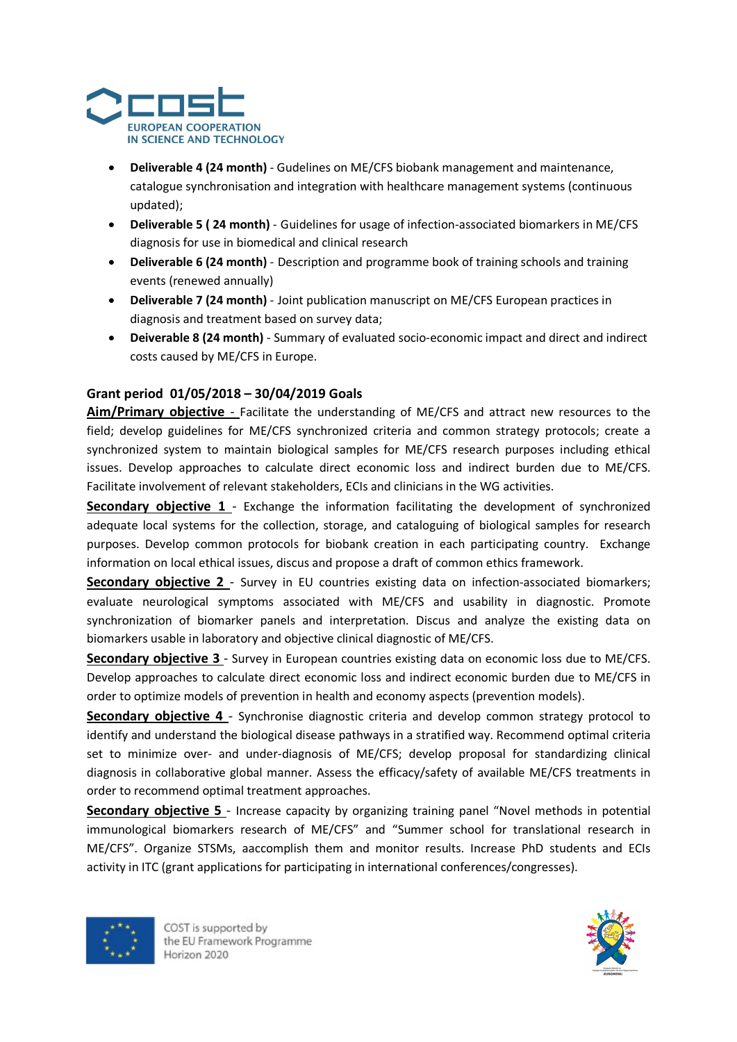- **Deliverable 4 (24 month)** - Gudelines on ME/CFS biobank management and maintenance, catalogue synchronisation and integration with healthcare management systems (continuous updated);
- **Deliverable 5 ( 24 month)** - Guidelines for usage of infection-associated biomarkers in ME/CFS diagnosis for use in biomedical and clinical research
- **Deliverable 6 (24 month)** - Description and programme book of training schools and training events (renewed annually)
- **Deliverable 7 (24 month)** - Joint publication manuscript on ME/CFS European practices in diagnosis and treatment based on survey data;
- **Deiverable 8 (24 month)** - Summary of evaluated socio-economic impact and direct and indirect costs caused by ME/CFS in Europe.

**Grant period 01/05/2018 – 30/04/2019 Goals**

**Aim/Primary objective** - Facilitate the understanding of ME/CFS and attract new resources to the field; develop guidelines for ME/CFS synchronized criteria and common strategy protocols; create a synchronized system to maintain biological samples for ME/CFS research purposes including ethical issues. Develop approaches to calculate direct economic loss and indirect burden due to ME/CFS. Facilitate involvement of relevant stakeholders, ECIs and clinicians in the WG activities.

**Secondary objective 1** - Exchange the information facilitating the development of synchronized adequate local systems for the collection, storage, and cataloguing of biological samples for research purposes. Develop common protocols for biobank creation in each participating country. Exchange information on local ethical issues, discus and propose a draft of common ethics framework.

**Secondary objective 2** - Survey in EU countries existing data on infection-associated biomarkers; evaluate neurological symptoms associated with ME/CFS and usability in diagnostic. Promote synchronization of biomarker panels and interpretation. Discus and analyze the existing data on biomarkers usable in laboratory and objective clinical diagnostic of ME/CFS.

**Secondary objective 3** - Survey in European countries existing data on economic loss due to ME/CFS. Develop approaches to calculate direct economic loss and indirect economic burden due to ME/CFS in order to optimize models of prevention in health and economy aspects (prevention models).

**Secondary objective 4** - Synchronise diagnostic criteria and develop common strategy protocol to identify and understand the biological disease pathways in a stratified way. Recommend optimal criteria set to minimize over- and under-diagnosis of ME/CFS; develop proposal for standardizing clinical diagnosis in collaborative global manner. Assess the efficacy/safety of available ME/CFS treatments in order to recommend optimal treatment approaches.

**Secondary objective 5** - Increase capacity by organizing training panel "Novel methods in potential immunological biomarkers research of ME/CFS" and "Summer school for translational research in ME/CFS". Organize STSMs, aaccomplish them and monitor results. Increase PhD students and ECIs activity in ITC (grant applications for participating in international conferences/congresses).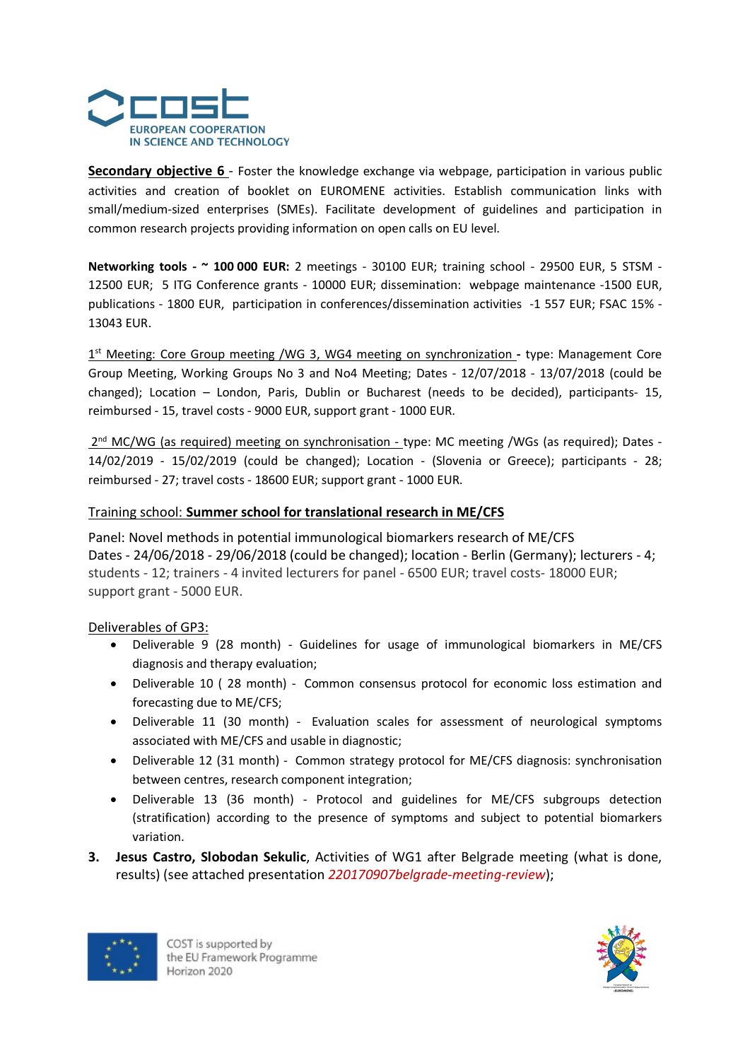**Secondary objective 6** - Foster the knowledge exchange via webpage, participation in various public activities and creation of booklet on EUROMENE activities. Establish communication links with small/medium-sized enterprises (SMEs). Facilitate development of guidelines and participation in common research projects providing information on open calls on EU level.

**Networking tools - ~ 100 000 EUR:** 2 meetings - 30100 EUR; training school - 29500 EUR, 5 STSM - 12500 EUR; 5 ITG Conference grants - 10000 EUR; dissemination: webpage maintenance -1500 EUR, publications - 1800 EUR, participation in conferences/dissemination activities -1 557 EUR; FSAC 15% - 13043 EUR.

1st Meeting: Core Group meeting /WG 3, WG4 meeting on synchronization - type: Management Core Group Meeting, Working Groups No 3 and No4 Meeting; Dates - 12/07/2018 - 13/07/2018 (could be changed); Location – London, Paris, Dublin or Bucharest (needs to be decided), participants- 15, reimbursed - 15, travel costs - 9000 EUR, support grant - 1000 EUR.

2nd MC/WG (as required) meeting on synchronisation - type: MC meeting /WGs (as required); Dates - 14/02/2019 - 15/02/2019 (could be changed); Location - (Slovenia or Greece); participants - 28; reimbursed - 27; travel costs - 18600 EUR; support grant - 1000 EUR.

Training school: **Summer school for translational research in ME/CFS**

Panel: Novel methods in potential immunological biomarkers research of ME/CFS
Dates - 24/06/2018 - 29/06/2018 (could be changed); location - Berlin (Germany); lecturers - 4; students - 12; trainers - 4 invited lecturers for panel - 6500 EUR; travel costs- 18000 EUR; support grant - 5000 EUR.

Deliverables of GP3:

- Deliverable 9 (28 month) - Guidelines for usage of immunological biomarkers in ME/CFS diagnosis and therapy evaluation;
- Deliverable 10 ( 28 month) - Common consensus protocol for economic loss estimation and forecasting due to ME/CFS;
- Deliverable 11 (30 month) - Evaluation scales for assessment of neurological symptoms associated with ME/CFS and usable in diagnostic;
- Deliverable 12 (31 month) - Common strategy protocol for ME/CFS diagnosis: synchronisation between centres, research component integration;
- Deliverable 13 (36 month) - Protocol and guidelines for ME/CFS subgroups detection (stratification) according to the presence of symptoms and subject to potential biomarkers variation.

3. **Jesus Castro, Slobodan Sekulic**, Activities of WG1 after Belgrade meeting (what is done, results) (see attached presentation *220170907belgrade-meeting-review*);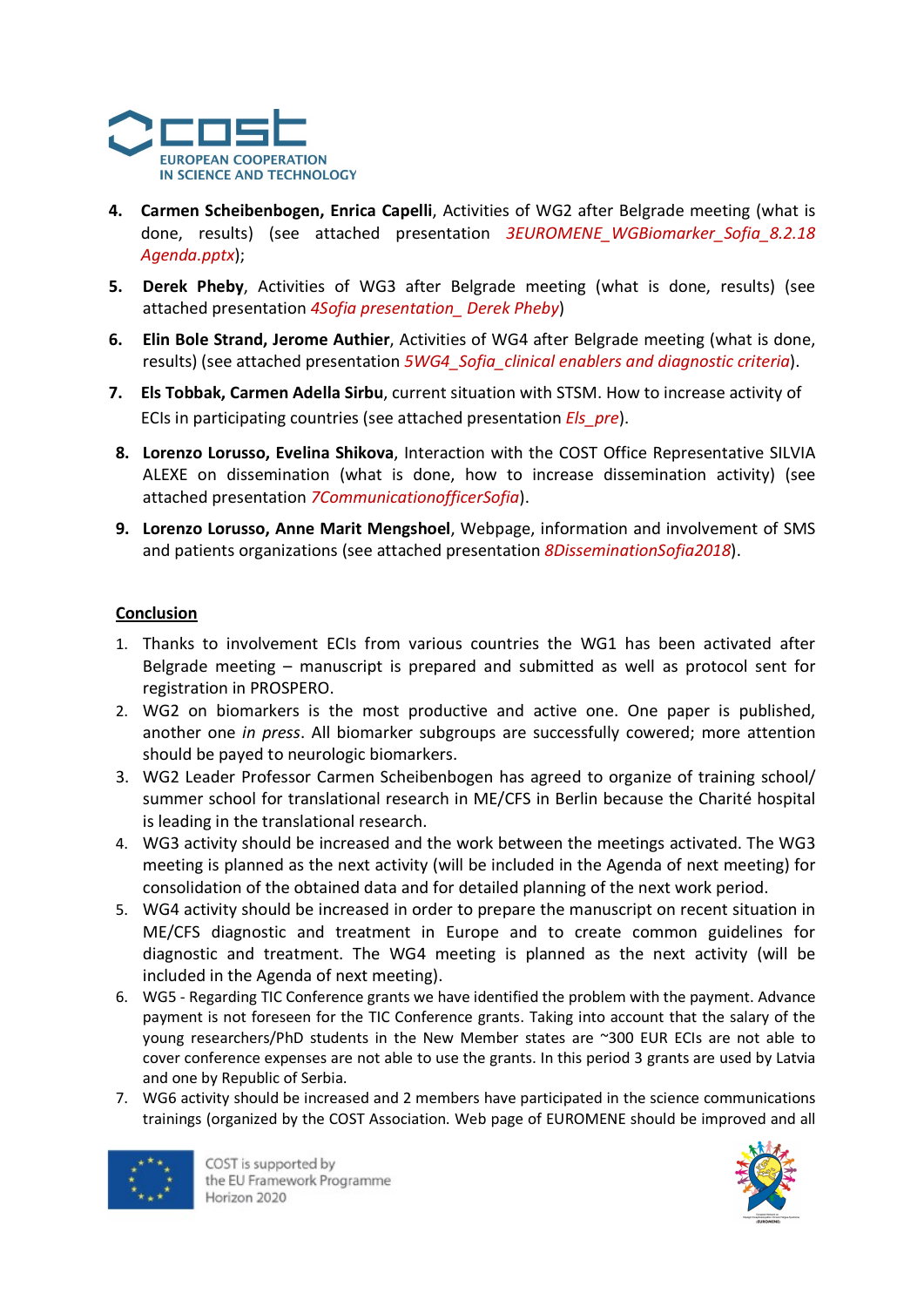4. **Carmen Scheibenbogen, Enrica Capelli**, Activities of WG2 after Belgrade meeting (what is done, results) (see attached presentation *3EUROMENE_WGBiomarker_Sofia_8.2.18 Agenda.pptx*);
5. **Derek Pheby**, Activities of WG3 after Belgrade meeting (what is done, results) (see attached presentation *4Sofia presentation_ Derek Pheby*)
6. **Elin Bole Strand, Jerome Authier**, Activities of WG4 after Belgrade meeting (what is done, results) (see attached presentation *5WG4_Sofia_clinical enablers and diagnostic criteria*).
7. **Els Tobbak, Carmen Adella Sirbu**, current situation with STSM. How to increase activity of ECIs in participating countries (see attached presentation *Els_pre*).
8. **Lorenzo Lorusso, Evelina Shikova**, Interaction with the COST Office Representative SILVIA ALEXE on dissemination (what is done, how to increase dissemination activity) (see attached presentation *7CommunicationofficerSofia*).
9. **Lorenzo Lorusso, Anne Marit Mengshoel**, Webpage, information and involvement of SMS and patients organizations (see attached presentation *8DisseminationSofia2018*).

## Conclusion

1. Thanks to involvement ECIs from various countries the WG1 has been activated after Belgrade meeting – manuscript is prepared and submitted as well as protocol sent for registration in PROSPERO.
2. WG2 on biomarkers is the most productive and active one. One paper is published, another one *in press*. All biomarker subgroups are successfully cowered; more attention should be payed to neurologic biomarkers.
3. WG2 Leader Professor Carmen Scheibenbogen has agreed to organize of training school/ summer school for translational research in ME/CFS in Berlin because the Charité hospital is leading in the translational research.
4. WG3 activity should be increased and the work between the meetings activated. The WG3 meeting is planned as the next activity (will be included in the Agenda of next meeting) for consolidation of the obtained data and for detailed planning of the next work period.
5. WG4 activity should be increased in order to prepare the manuscript on recent situation in ME/CFS diagnostic and treatment in Europe and to create common guidelines for diagnostic and treatment. The WG4 meeting is planned as the next activity (will be included in the Agenda of next meeting).
6. WG5 - Regarding TIC Conference grants we have identified the problem with the payment. Advance payment is not foreseen for the TIC Conference grants. Taking into account that the salary of the young researchers/PhD students in the New Member states are ~300 EUR ECIs are not able to cover conference expenses are not able to use the grants. In this period 3 grants are used by Latvia and one by Republic of Serbia.
7. WG6 activity should be increased and 2 members have participated in the science communications trainings (organized by the COST Association. Web page of EUROMENE should be improved and all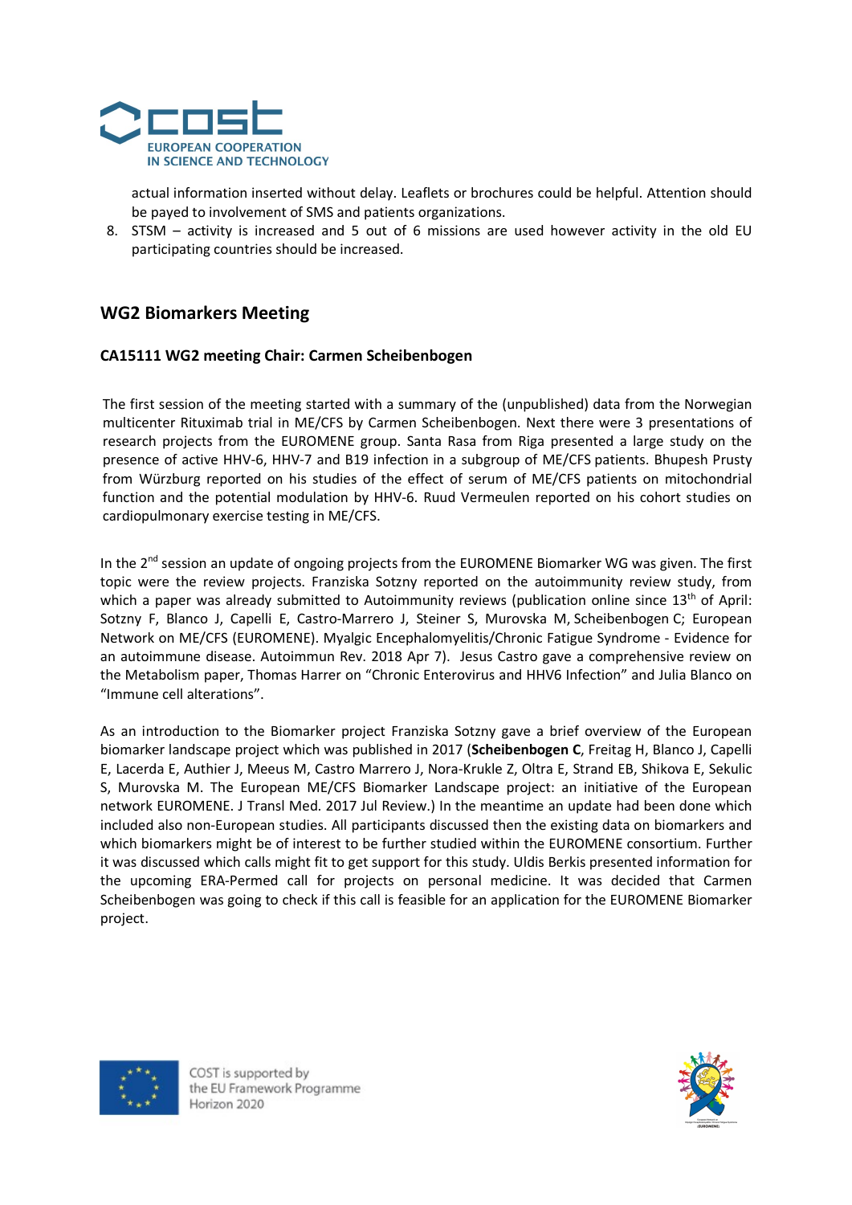actual information inserted without delay. Leaflets or brochures could be helpful. Attention should be payed to involvement of SMS and patients organizations.

8. STSM – activity is increased and 5 out of 6 missions are used however activity in the old EU participating countries should be increased.

## WG2 Biomarkers Meeting

### CA15111 WG2 meeting Chair: Carmen Scheibenbogen

The first session of the meeting started with a summary of the (unpublished) data from the Norwegian multicenter Rituximab trial in ME/CFS by Carmen Scheibenbogen. Next there were 3 presentations of research projects from the EUROMENE group. Santa Rasa from Riga presented a large study on the presence of active HHV-6, HHV-7 and B19 infection in a subgroup of ME/CFS patients. Bhupesh Prusty from Würzburg reported on his studies of the effect of serum of ME/CFS patients on mitochondrial function and the potential modulation by HHV-6. Ruud Vermeulen reported on his cohort studies on cardiopulmonary exercise testing in ME/CFS.

In the 2nd session an update of ongoing projects from the EUROMENE Biomarker WG was given. The first topic were the review projects. Franziska Sotzny reported on the autoimmunity review study, from which a paper was already submitted to Autoimmunity reviews (publication online since 13th of April: Sotzny F, Blanco J, Capelli E, Castro-Marrero J, Steiner S, Murovska M, Scheibenbogen C; European Network on ME/CFS (EUROMENE). Myalgic Encephalomyelitis/Chronic Fatigue Syndrome - Evidence for an autoimmune disease. Autoimmun Rev. 2018 Apr 7). Jesus Castro gave a comprehensive review on the Metabolism paper, Thomas Harrer on "Chronic Enterovirus and HHV6 Infection" and Julia Blanco on "Immune cell alterations".

As an introduction to the Biomarker project Franziska Sotzny gave a brief overview of the European biomarker landscape project which was published in 2017 (**Scheibenbogen C**, Freitag H, Blanco J, Capelli E, Lacerda E, Authier J, Meeus M, Castro Marrero J, Nora-Krukle Z, Oltra E, Strand EB, Shikova E, Sekulic S, Murovska M. The European ME/CFS Biomarker Landscape project: an initiative of the European network EUROMENE. J Transl Med. 2017 Jul Review.) In the meantime an update had been done which included also non-European studies. All participants discussed then the existing data on biomarkers and which biomarkers might be of interest to be further studied within the EUROMENE consortium. Further it was discussed which calls might fit to get support for this study. Uldis Berkis presented information for the upcoming ERA-Permed call for projects on personal medicine. It was decided that Carmen Scheibenbogen was going to check if this call is feasible for an application for the EUROMENE Biomarker project.